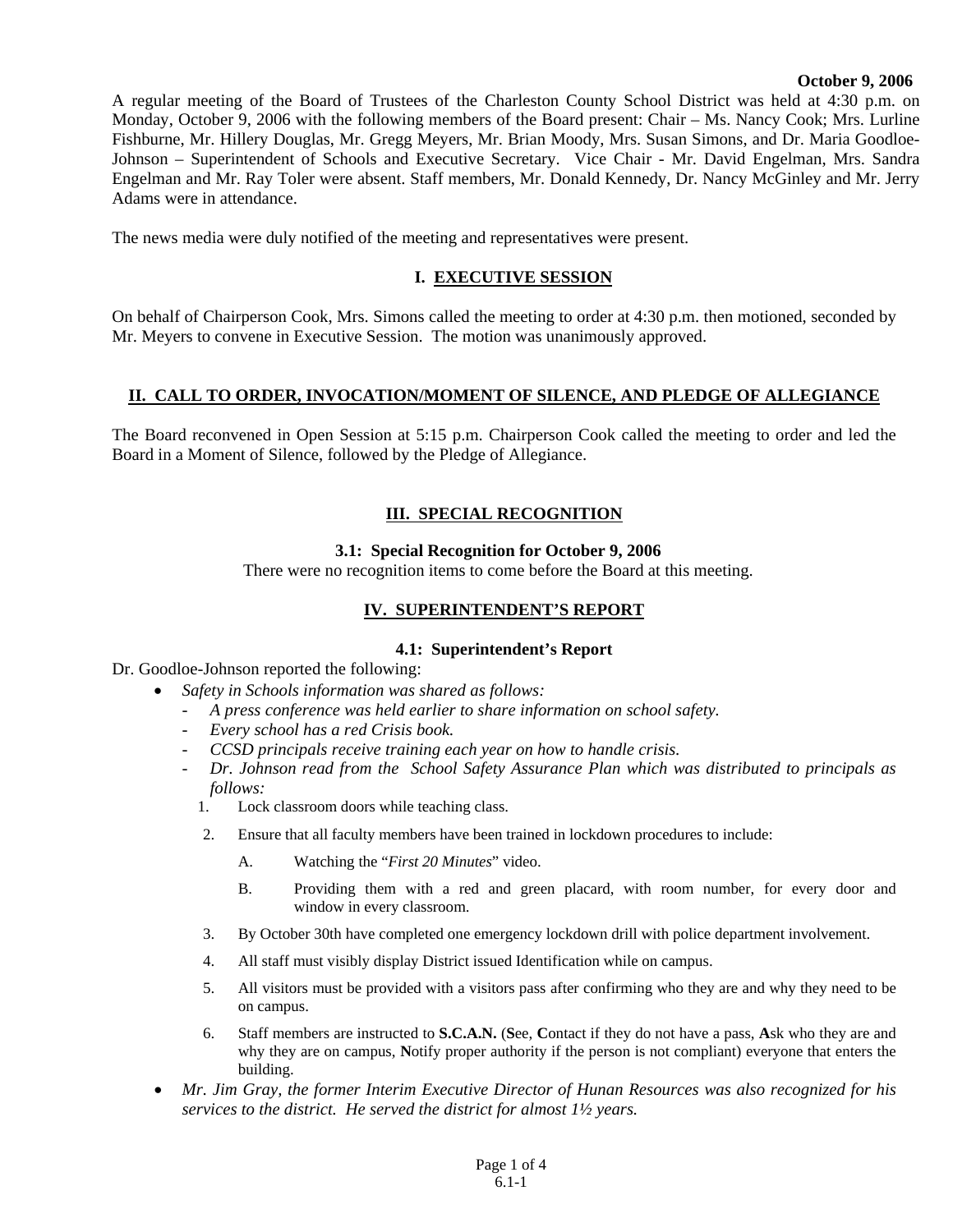**October 9, 2006**

A regular meeting of the Board of Trustees of the Charleston County School District was held at 4:30 p.m. on Monday, October 9, 2006 with the following members of the Board present: Chair – Ms. Nancy Cook; Mrs. Lurline Fishburne, Mr. Hillery Douglas, Mr. Gregg Meyers, Mr. Brian Moody, Mrs. Susan Simons, and Dr. Maria Goodloe-Johnson – Superintendent of Schools and Executive Secretary. Vice Chair - Mr. David Engelman, Mrs. Sandra Engelman and Mr. Ray Toler were absent. Staff members, Mr. Donald Kennedy, Dr. Nancy McGinley and Mr. Jerry Adams were in attendance.

The news media were duly notified of the meeting and representatives were present.

## I. EXECUTIVE SESSION

On behalf of Chairperson Cook, Mrs. Simons called the meeting to order at 4:30 p.m. then motioned, seconded by Mr. Meyers to convene in Executive Session. The motion was unanimously approved.

## II. CALL TO ORDER, INVOCATION/MOMENT OF SILENCE, AND PLEDGE OF ALLEGIANCE

The Board reconvened in Open Session at 5:15 p.m. Chairperson Cook called the meeting to order and led the Board in a Moment of Silence, followed by the Pledge of Allegiance.

## III. SPECIAL RECOGNITION

### 3.1: Special Recognition for October 9, 2006

There were no recognition items to come before the Board at this meeting.

## IV. SUPERINTENDENT'S REPORT

### 4.1: Superintendent's Report

Dr. Goodloe-Johnson reported the following:

- *Safety in Schools information was shared as follows:*
  - *A press conference was held earlier to share information on school safety.*
  - *Every school has a red Crisis book.*
  - *CCSD principals receive training each year on how to handle crisis.*
  - *Dr. Johnson read from the School Safety Assurance Plan which was distributed to principals as follows:*
    1. Lock classroom doors while teaching class.
    2. Ensure that all faculty members have been trained in lockdown procedures to include:
       - A. Watching the "*First 20 Minutes*" video.
       - B. Providing them with a red and green placard, with room number, for every door and window in every classroom.
    3. By October 30th have completed one emergency lockdown drill with police department involvement.
    4. All staff must visibly display District issued Identification while on campus.
    5. All visitors must be provided with a visitors pass after confirming who they are and why they need to be on campus.
    6. Staff members are instructed to **S.C.A.N.** (**S**ee, **C**ontact if they do not have a pass, **A**sk who they are and why they are on campus, **N**otify proper authority if the person is not compliant) everyone that enters the building.
- *Mr. Jim Gray, the former Interim Executive Director of Hunan Resources was also recognized for his services to the district. He served the district for almost 1½ years.*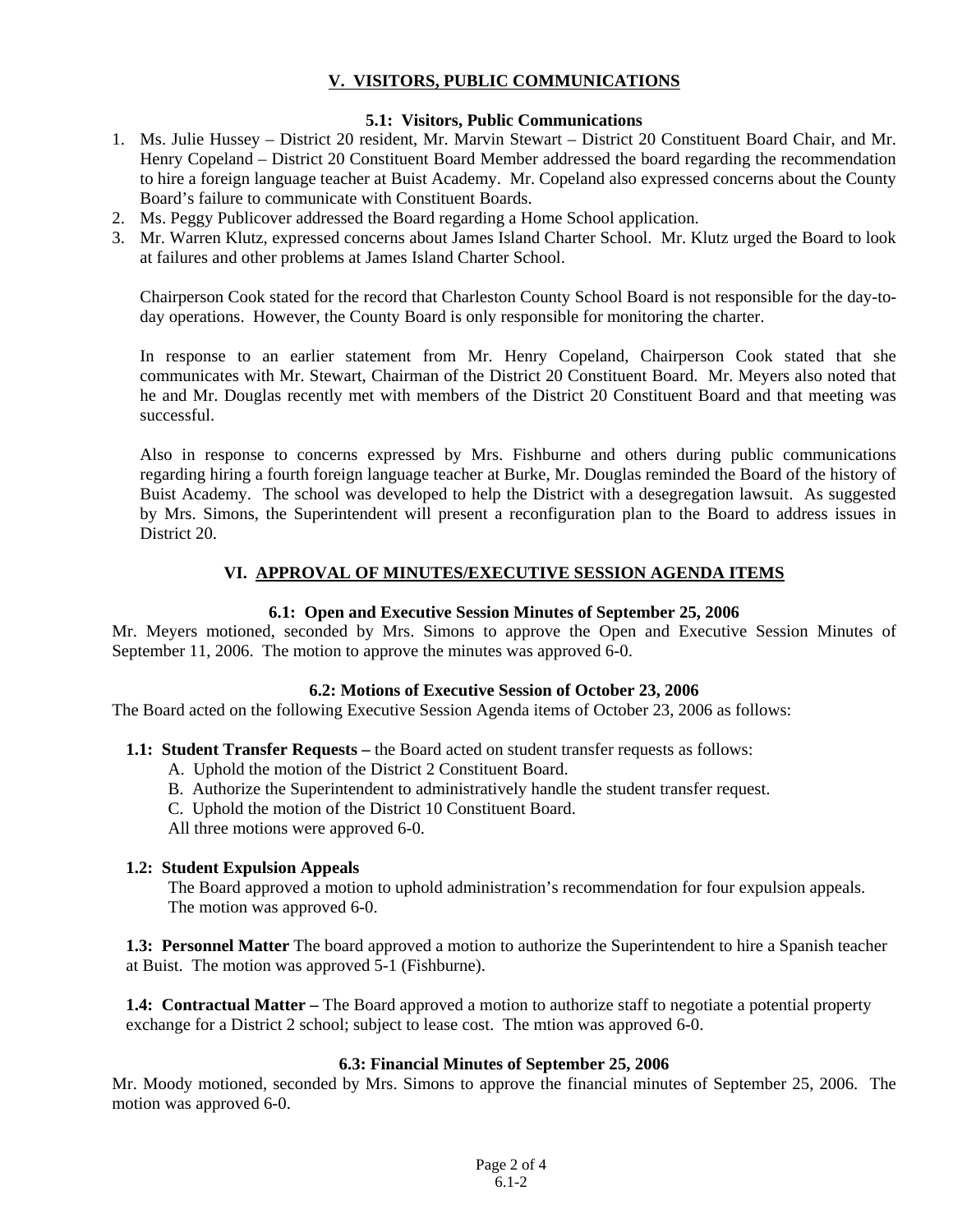## V. VISITORS, PUBLIC COMMUNICATIONS

### 5.1: Visitors, Public Communications

1. Ms. Julie Hussey – District 20 resident, Mr. Marvin Stewart – District 20 Constituent Board Chair, and Mr. Henry Copeland – District 20 Constituent Board Member addressed the board regarding the recommendation to hire a foreign language teacher at Buist Academy. Mr. Copeland also expressed concerns about the County Board's failure to communicate with Constituent Boards.
2. Ms. Peggy Publicover addressed the Board regarding a Home School application.
3. Mr. Warren Klutz, expressed concerns about James Island Charter School. Mr. Klutz urged the Board to look at failures and other problems at James Island Charter School.

   Chairperson Cook stated for the record that Charleston County School Board is not responsible for the day-to-day operations. However, the County Board is only responsible for monitoring the charter.

   In response to an earlier statement from Mr. Henry Copeland, Chairperson Cook stated that she communicates with Mr. Stewart, Chairman of the District 20 Constituent Board. Mr. Meyers also noted that he and Mr. Douglas recently met with members of the District 20 Constituent Board and that meeting was successful.

   Also in response to concerns expressed by Mrs. Fishburne and others during public communications regarding hiring a fourth foreign language teacher at Burke, Mr. Douglas reminded the Board of the history of Buist Academy. The school was developed to help the District with a desegregation lawsuit. As suggested by Mrs. Simons, the Superintendent will present a reconfiguration plan to the Board to address issues in District 20.

## VI. APPROVAL OF MINUTES/EXECUTIVE SESSION AGENDA ITEMS

### 6.1: Open and Executive Session Minutes of September 25, 2006

Mr. Meyers motioned, seconded by Mrs. Simons to approve the Open and Executive Session Minutes of September 11, 2006. The motion to approve the minutes was approved 6-0.

### 6.2: Motions of Executive Session of October 23, 2006

The Board acted on the following Executive Session Agenda items of October 23, 2006 as follows:

**1.1: Student Transfer Requests –** the Board acted on student transfer requests as follows:

A. Uphold the motion of the District 2 Constituent Board.
B. Authorize the Superintendent to administratively handle the student transfer request.
C. Uphold the motion of the District 10 Constituent Board.
All three motions were approved 6-0.

**1.2: Student Expulsion Appeals**

The Board approved a motion to uphold administration's recommendation for four expulsion appeals. The motion was approved 6-0.

**1.3: Personnel Matter** The board approved a motion to authorize the Superintendent to hire a Spanish teacher at Buist. The motion was approved 5-1 (Fishburne).

**1.4: Contractual Matter –** The Board approved a motion to authorize staff to negotiate a potential property exchange for a District 2 school; subject to lease cost. The mtion was approved 6-0.

### 6.3: Financial Minutes of September 25, 2006

Mr. Moody motioned, seconded by Mrs. Simons to approve the financial minutes of September 25, 2006. The motion was approved 6-0.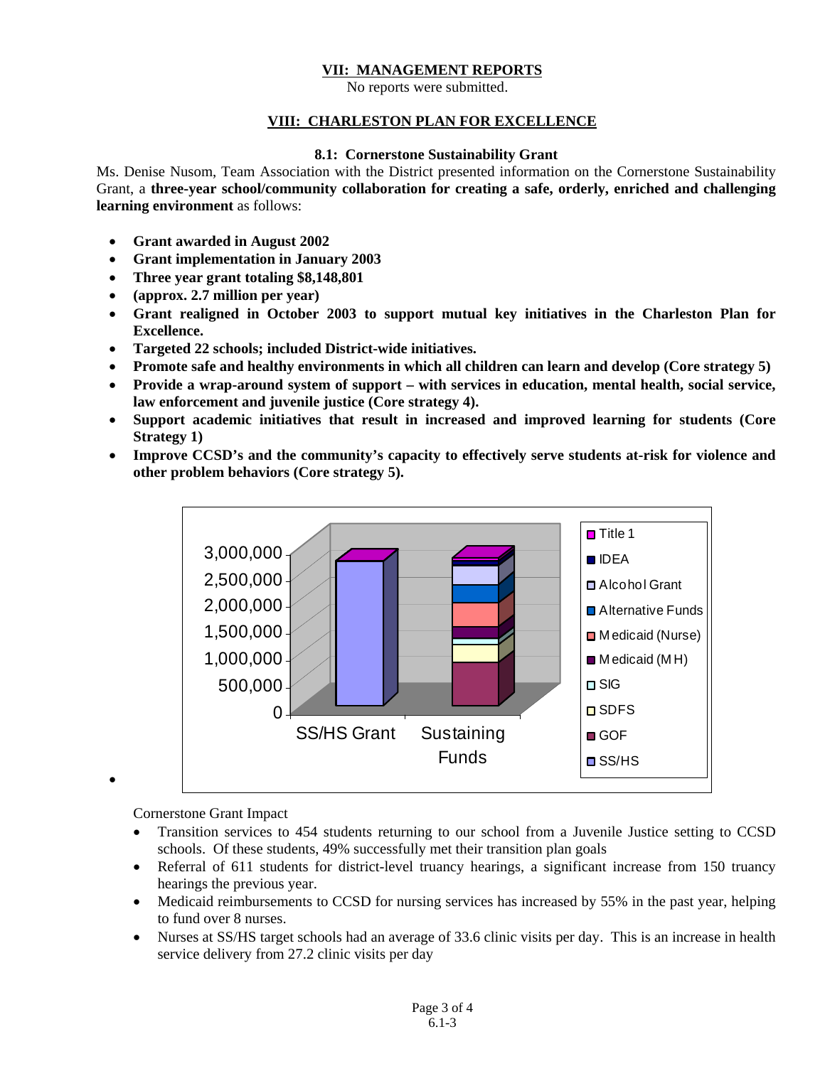## VII: MANAGEMENT REPORTS

No reports were submitted.

## VIII: CHARLESTON PLAN FOR EXCELLENCE

### 8.1: Cornerstone Sustainability Grant

Ms. Denise Nusom, Team Association with the District presented information on the Cornerstone Sustainability Grant, a **three-year school/community collaboration for creating a safe, orderly, enriched and challenging learning environment** as follows:

- **Grant awarded in August 2002**
- **Grant implementation in January 2003**
- **Three year grant totaling $8,148,801**
- **(approx. 2.7 million per year)**
- **Grant realigned in October 2003 to support mutual key initiatives in the Charleston Plan for Excellence.**
- **Targeted 22 schools; included District-wide initiatives.**
- **Promote safe and healthy environments in which all children can learn and develop (Core strategy 5)**
- **Provide a wrap-around system of support – with services in education, mental health, social service, law enforcement and juvenile justice (Core strategy 4).**
- **Support academic initiatives that result in increased and improved learning for students (Core Strategy 1)**
- **Improve CCSD's and the community's capacity to effectively serve students at-risk for violence and other problem behaviors (Core strategy 5).**

Cornerstone Grant Impact

- Transition services to 454 students returning to our school from a Juvenile Justice setting to CCSD schools. Of these students, 49% successfully met their transition plan goals
- Referral of 611 students for district-level truancy hearings, a significant increase from 150 truancy hearings the previous year.
- Medicaid reimbursements to CCSD for nursing services has increased by 55% in the past year, helping to fund over 8 nurses.
- Nurses at SS/HS target schools had an average of 33.6 clinic visits per day. This is an increase in health service delivery from 27.2 clinic visits per day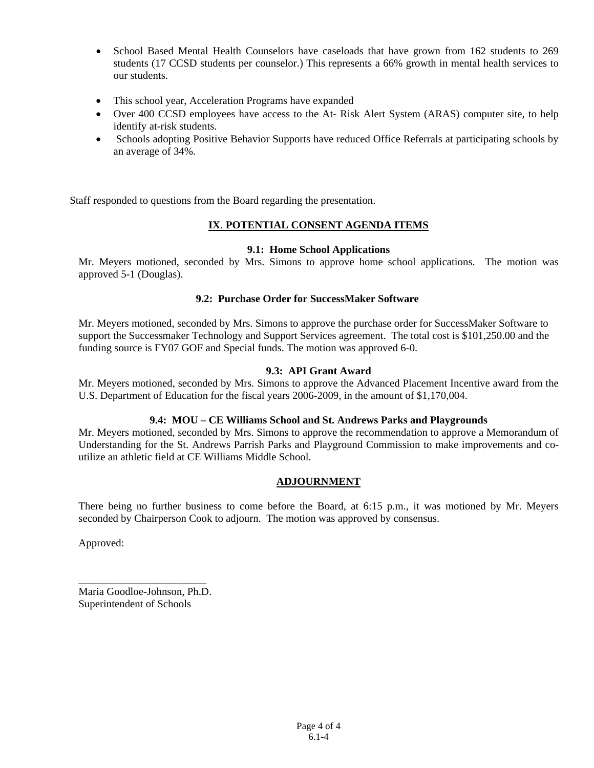- School Based Mental Health Counselors have caseloads that have grown from 162 students to 269 students (17 CCSD students per counselor.) This represents a 66% growth in mental health services to our students.

- This school year, Acceleration Programs have expanded
- Over 400 CCSD employees have access to the At- Risk Alert System (ARAS) computer site, to help identify at-risk students.
- Schools adopting Positive Behavior Supports have reduced Office Referrals at participating schools by an average of 34%.

Staff responded to questions from the Board regarding the presentation.

## IX. POTENTIAL CONSENT AGENDA ITEMS

### 9.1: Home School Applications

Mr. Meyers motioned, seconded by Mrs. Simons to approve home school applications. The motion was approved 5-1 (Douglas).

### 9.2: Purchase Order for SuccessMaker Software

Mr. Meyers motioned, seconded by Mrs. Simons to approve the purchase order for SuccessMaker Software to support the Successmaker Technology and Support Services agreement. The total cost is $101,250.00 and the funding source is FY07 GOF and Special funds. The motion was approved 6-0.

### 9.3: API Grant Award

Mr. Meyers motioned, seconded by Mrs. Simons to approve the Advanced Placement Incentive award from the U.S. Department of Education for the fiscal years 2006-2009, in the amount of $1,170,004.

### 9.4: MOU – CE Williams School and St. Andrews Parks and Playgrounds

Mr. Meyers motioned, seconded by Mrs. Simons to approve the recommendation to approve a Memorandum of Understanding for the St. Andrews Parrish Parks and Playground Commission to make improvements and co-utilize an athletic field at CE Williams Middle School.

## ADJOURNMENT

There being no further business to come before the Board, at 6:15 p.m., it was motioned by Mr. Meyers seconded by Chairperson Cook to adjourn. The motion was approved by consensus.

Approved:

\_\_\_\_\_\_\_\_\_\_\_\_\_\_\_\_\_\_\_\_\_\_\_\_\_

Maria Goodloe-Johnson, Ph.D.
Superintendent of Schools

6.1-4